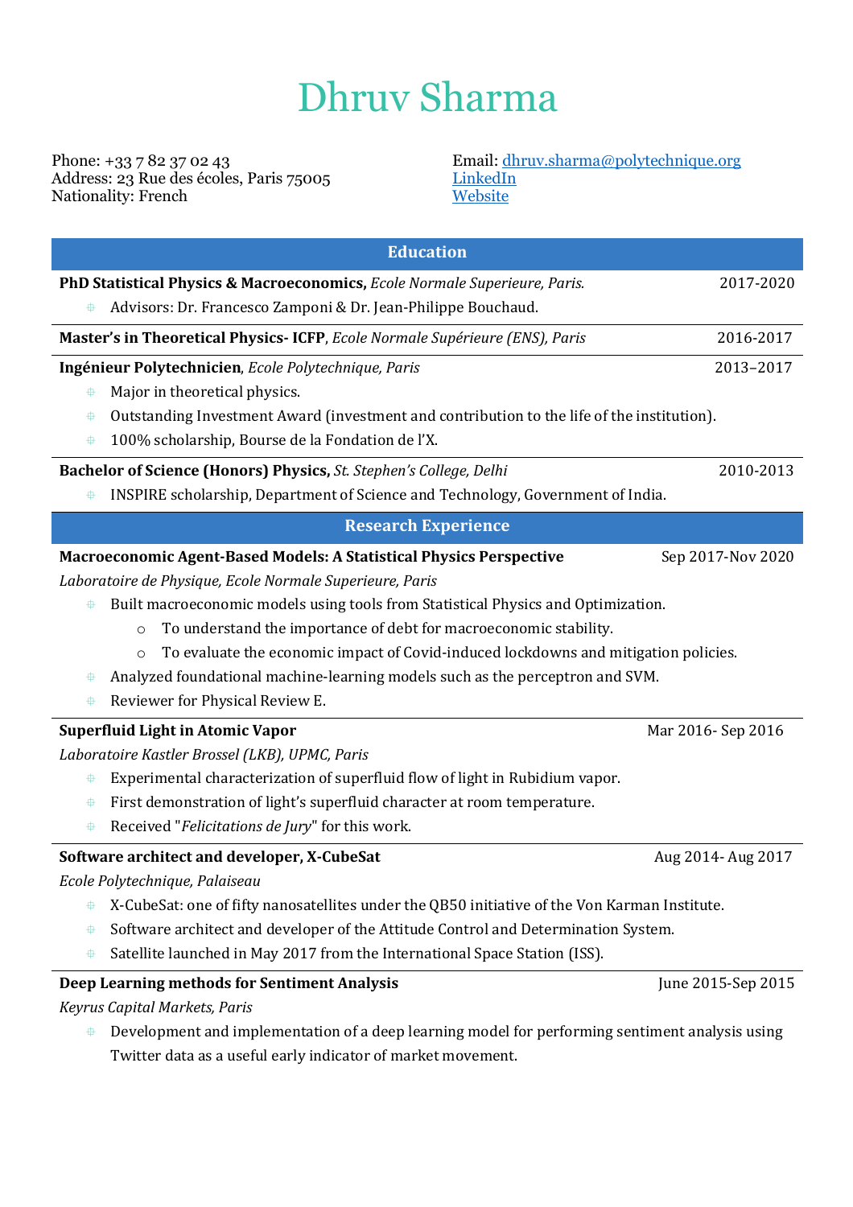# Dhruv Sharma

Phone: +33 7 82 37 02 43
Address: 23 Rue des écoles, Paris 75005
Nationality: French

Email: [dhruv.sharma@polytechnique.org](mailto:dhruv.sharma@polytechnique.org)
[LinkedIn]()
[Website]()

## Education

**PhD Statistical Physics & Macroeconomics,** *Ecole Normale Superieure, Paris.* — 2017-2020

- Advisors: Dr. Francesco Zamponi & Dr. Jean-Philippe Bouchaud.

**Master's in Theoretical Physics- ICFP**, *Ecole Normale Supérieure (ENS), Paris* — 2016-2017

**Ingénieur Polytechnicien**, *Ecole Polytechnique, Paris* — 2013–2017

- Major in theoretical physics.
- Outstanding Investment Award (investment and contribution to the life of the institution).
- 100% scholarship, Bourse de la Fondation de l'X.

**Bachelor of Science (Honors) Physics,** *St. Stephen's College, Delhi* — 2010-2013

- INSPIRE scholarship, Department of Science and Technology, Government of India.

## Research Experience

**Macroeconomic Agent-Based Models: A Statistical Physics Perspective** — Sep 2017-Nov 2020

*Laboratoire de Physique, Ecole Normale Superieure, Paris*

- Built macroeconomic models using tools from Statistical Physics and Optimization.
  - To understand the importance of debt for macroeconomic stability.
  - To evaluate the economic impact of Covid-induced lockdowns and mitigation policies.
- Analyzed foundational machine-learning models such as the perceptron and SVM.
- Reviewer for Physical Review E.

**Superfluid Light in Atomic Vapor** — Mar 2016- Sep 2016

*Laboratoire Kastler Brossel (LKB), UPMC, Paris*

- Experimental characterization of superfluid flow of light in Rubidium vapor.
- First demonstration of light's superfluid character at room temperature.
- Received "*Felicitations de Jury*" for this work.

**Software architect and developer, X-CubeSat** — Aug 2014- Aug 2017

*Ecole Polytechnique, Palaiseau*

- X-CubeSat: one of fifty nanosatellites under the QB50 initiative of the Von Karman Institute.
- Software architect and developer of the Attitude Control and Determination System.
- Satellite launched in May 2017 from the International Space Station (ISS).

**Deep Learning methods for Sentiment Analysis** — June 2015-Sep 2015

*Keyrus Capital Markets, Paris*

- Development and implementation of a deep learning model for performing sentiment analysis using Twitter data as a useful early indicator of market movement.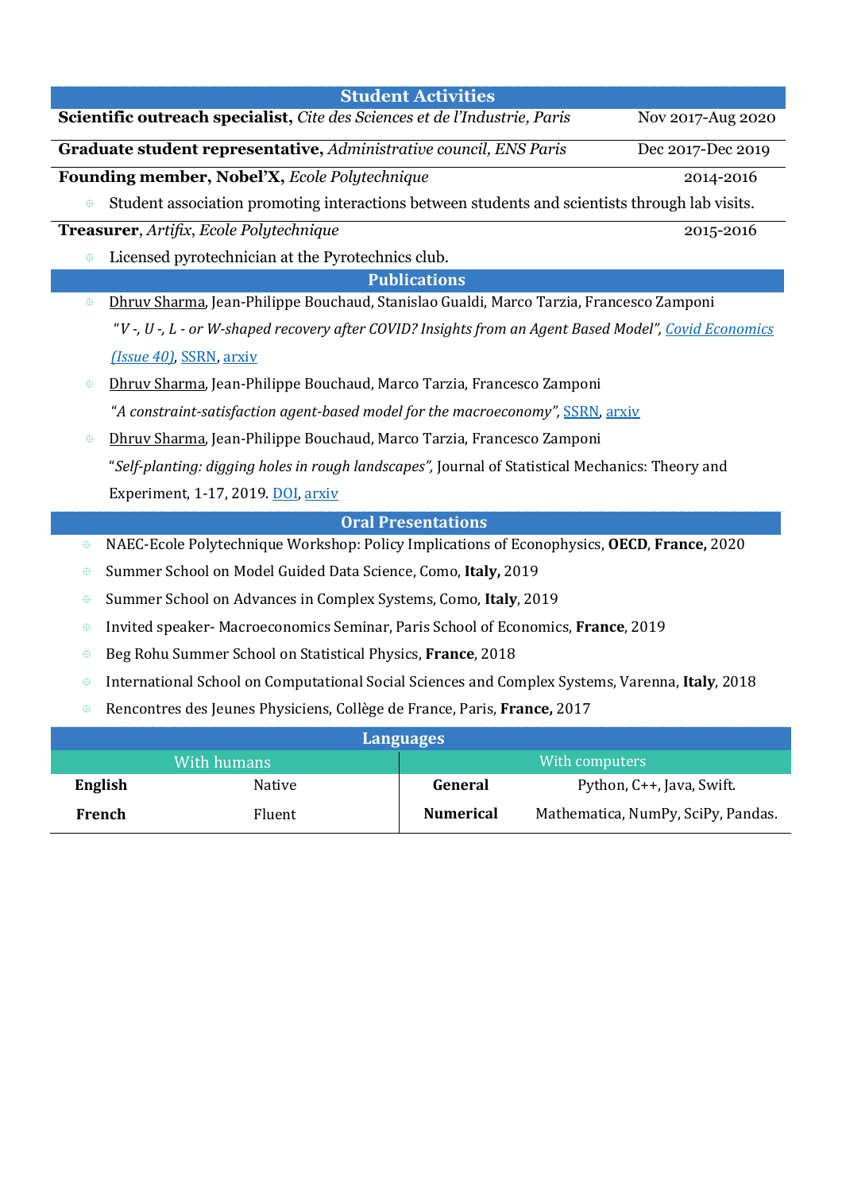## Student Activities

**Scientific outreach specialist,** *Cite des Sciences et de l'Industrie, Paris* — Nov 2017-Aug 2020

**Graduate student representative,** *Administrative council, ENS Paris* — Dec 2017-Dec 2019

**Founding member, Nobel'X,** *Ecole Polytechnique* — 2014-2016

- Student association promoting interactions between students and scientists through lab visits.

**Treasurer**, *Artifix*, *Ecole Polytechnique* — 2015-2016

- Licensed pyrotechnician at the Pyrotechnics club.

## Publications

- Dhruv Sharma, Jean-Philippe Bouchaud, Stanislao Gualdi, Marco Tarzia, Francesco Zamponi
  *"V -, U -, L - or W-shaped recovery after COVID? Insights from an Agent Based Model"*, *Covid Economics (Issue 40)*, SSRN, arxiv
- Dhruv Sharma, Jean-Philippe Bouchaud, Marco Tarzia, Francesco Zamponi
  *"A constraint-satisfaction agent-based model for the macroeconomy"*, SSRN, arxiv
- Dhruv Sharma, Jean-Philippe Bouchaud, Marco Tarzia, Francesco Zamponi
  "*Self-planting: digging holes in rough landscapes",* Journal of Statistical Mechanics: Theory and Experiment, 1-17, 2019. DOI, arxiv

## Oral Presentations

- NAEC-Ecole Polytechnique Workshop: Policy Implications of Econophysics, **OECD**, **France,** 2020
- Summer School on Model Guided Data Science, Como, **Italy,** 2019
- Summer School on Advances in Complex Systems, Como, **Italy**, 2019
- Invited speaker- Macroeconomics Seminar, Paris School of Economics, **France**, 2019
- Beg Rohu Summer School on Statistical Physics, **France**, 2018
- International School on Computational Social Sciences and Complex Systems, Varenna, **Italy**, 2018
- Rencontres des Jeunes Physiciens, Collège de France, Paris, **France,** 2017

## Languages

| With humans | | With computers | |
|---|---|---|---|
| **English** | Native | **General** | Python, C++, Java, Swift. |
| **French** | Fluent | **Numerical** | Mathematica, NumPy, SciPy, Pandas. |